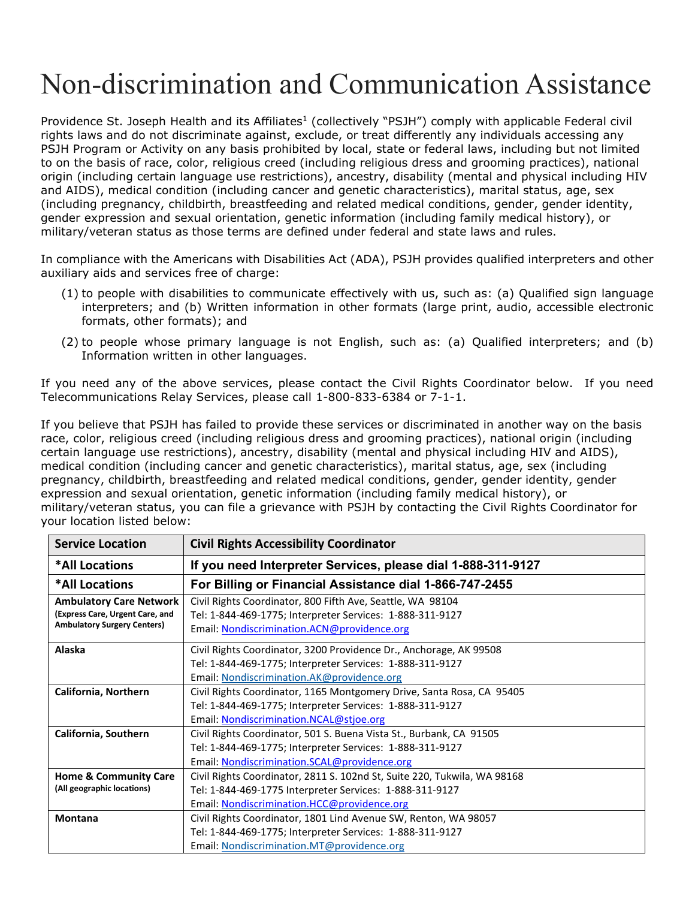# Non-discrimination and Communication Assistance

Providence St. Joseph Health and its Affiliates[1] (collectively "PSJH") comply with applicable Federal civil rights laws and do not discriminate against, exclude, or treat differently any individuals accessing any PSJH Program or Activity on any basis prohibited by local, state or federal laws, including but not limited to on the basis of race, color, religious creed (including religious dress and grooming practices), national origin (including certain language use restrictions), ancestry, disability (mental and physical including HIV and AIDS), medical condition (including cancer and genetic characteristics), marital status, age, sex (including pregnancy, childbirth, breastfeeding and related medical conditions, gender, gender identity, gender expression and sexual orientation, genetic information (including family medical history), or military/veteran status as those terms are defined under federal and state laws and rules.

In compliance with the Americans with Disabilities Act (ADA), PSJH provides qualified interpreters and other auxiliary aids and services free of charge:

(1) to people with disabilities to communicate effectively with us, such as: (a) Qualified sign language interpreters; and (b) Written information in other formats (large print, audio, accessible electronic formats, other formats); and

(2) to people whose primary language is not English, such as: (a) Qualified interpreters; and (b) Information written in other languages.

If you need any of the above services, please contact the Civil Rights Coordinator below. If you need Telecommunications Relay Services, please call 1-800-833-6384 or 7-1-1.

If you believe that PSJH has failed to provide these services or discriminated in another way on the basis race, color, religious creed (including religious dress and grooming practices), national origin (including certain language use restrictions), ancestry, disability (mental and physical including HIV and AIDS), medical condition (including cancer and genetic characteristics), marital status, age, sex (including pregnancy, childbirth, breastfeeding and related medical conditions, gender, gender identity, gender expression and sexual orientation, genetic information (including family medical history), or military/veteran status, you can file a grievance with PSJH by contacting the Civil Rights Coordinator for your location listed below:

| Service Location | Civil Rights Accessibility Coordinator |
| --- | --- |
| **\*All Locations** | **If you need Interpreter Services, please dial 1-888-311-9127** |
| **\*All Locations** | **For Billing or Financial Assistance dial 1-866-747-2455** |
| **Ambulatory Care Network** (Express Care, Urgent Care, and Ambulatory Surgery Centers) | Civil Rights Coordinator, 800 Fifth Ave, Seattle, WA 98104<br>Tel: 1-844-469-1775; Interpreter Services: 1-888-311-9127<br>Email: Nondiscrimination.ACN@providence.org |
| **Alaska** | Civil Rights Coordinator, 3200 Providence Dr., Anchorage, AK 99508<br>Tel: 1-844-469-1775; Interpreter Services: 1-888-311-9127<br>Email: Nondiscrimination.AK@providence.org |
| **California, Northern** | Civil Rights Coordinator, 1165 Montgomery Drive, Santa Rosa, CA 95405<br>Tel: 1-844-469-1775; Interpreter Services: 1-888-311-9127<br>Email: Nondiscrimination.NCAL@stjoe.org |
| **California, Southern** | Civil Rights Coordinator, 501 S. Buena Vista St., Burbank, CA 91505<br>Tel: 1-844-469-1775; Interpreter Services: 1-888-311-9127<br>Email: Nondiscrimination.SCAL@providence.org |
| **Home & Community Care** (All geographic locations) | Civil Rights Coordinator, 2811 S. 102nd St, Suite 220, Tukwila, WA 98168<br>Tel: 1-844-469-1775 Interpreter Services: 1-888-311-9127<br>Email: Nondiscrimination.HCC@providence.org |
| **Montana** | Civil Rights Coordinator, 1801 Lind Avenue SW, Renton, WA 98057<br>Tel: 1-844-469-1775; Interpreter Services: 1-888-311-9127<br>Email: Nondiscrimination.MT@providence.org |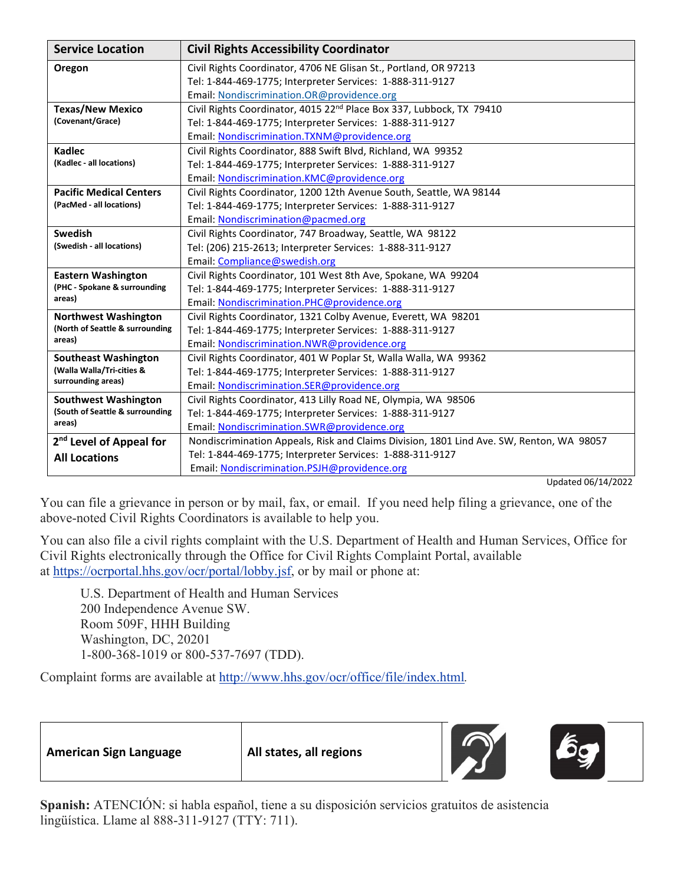| Service Location | Civil Rights Accessibility Coordinator |
|---|---|
| **Oregon** | Civil Rights Coordinator, 4706 NE Glisan St., Portland, OR 97213<br>Tel: 1-844-469-1775; Interpreter Services: 1-888-311-9127<br>Email: Nondiscrimination.OR@providence.org |
| **Texas/New Mexico** (Covenant/Grace) | Civil Rights Coordinator, 4015 22nd Place Box 337, Lubbock, TX 79410<br>Tel: 1-844-469-1775; Interpreter Services: 1-888-311-9127<br>Email: Nondiscrimination.TXNM@providence.org |
| **Kadlec** (Kadlec - all locations) | Civil Rights Coordinator, 888 Swift Blvd, Richland, WA 99352<br>Tel: 1-844-469-1775; Interpreter Services: 1-888-311-9127<br>Email: Nondiscrimination.KMC@providence.org |
| **Pacific Medical Centers** (PacMed - all locations) | Civil Rights Coordinator, 1200 12th Avenue South, Seattle, WA 98144<br>Tel: 1-844-469-1775; Interpreter Services: 1-888-311-9127<br>Email: Nondiscrimination@pacmed.org |
| **Swedish** (Swedish - all locations) | Civil Rights Coordinator, 747 Broadway, Seattle, WA 98122<br>Tel: (206) 215-2613; Interpreter Services: 1-888-311-9127<br>Email: Compliance@swedish.org |
| **Eastern Washington** (PHC - Spokane & surrounding areas) | Civil Rights Coordinator, 101 West 8th Ave, Spokane, WA 99204<br>Tel: 1-844-469-1775; Interpreter Services: 1-888-311-9127<br>Email: Nondiscrimination.PHC@providence.org |
| **Northwest Washington** (North of Seattle & surrounding areas) | Civil Rights Coordinator, 1321 Colby Avenue, Everett, WA 98201<br>Tel: 1-844-469-1775; Interpreter Services: 1-888-311-9127<br>Email: Nondiscrimination.NWR@providence.org |
| **Southeast Washington** (Walla Walla/Tri-cities & surrounding areas) | Civil Rights Coordinator, 401 W Poplar St, Walla Walla, WA 99362<br>Tel: 1-844-469-1775; Interpreter Services: 1-888-311-9127<br>Email: Nondiscrimination.SER@providence.org |
| **Southwest Washington** (South of Seattle & surrounding areas) | Civil Rights Coordinator, 413 Lilly Road NE, Olympia, WA 98506<br>Tel: 1-844-469-1775; Interpreter Services: 1-888-311-9127<br>Email: Nondiscrimination.SWR@providence.org |
| **2nd Level of Appeal for All Locations** | Nondiscrimination Appeals, Risk and Claims Division, 1801 Lind Ave. SW, Renton, WA 98057<br>Tel: 1-844-469-1775; Interpreter Services: 1-888-311-9127<br>Email: Nondiscrimination.PSJH@providence.org |

Updated 06/14/2022

You can file a grievance in person or by mail, fax, or email. If you need help filing a grievance, one of the above-noted Civil Rights Coordinators is available to help you.

You can also file a civil rights complaint with the U.S. Department of Health and Human Services, Office for Civil Rights electronically through the Office for Civil Rights Complaint Portal, available at https://ocrportal.hhs.gov/ocr/portal/lobby.jsf, or by mail or phone at:

U.S. Department of Health and Human Services
200 Independence Avenue SW.
Room 509F, HHH Building
Washington, DC, 20201
1-800-368-1019 or 800-537-7697 (TDD).

Complaint forms are available at http://www.hhs.gov/ocr/office/file/index.html.

| **American Sign Language** | **All states, all regions** |
|---|---|

**Spanish:** ATENCIÓN: si habla español, tiene a su disposición servicios gratuitos de asistencia lingüística. Llame al 888-311-9127 (TTY: 711).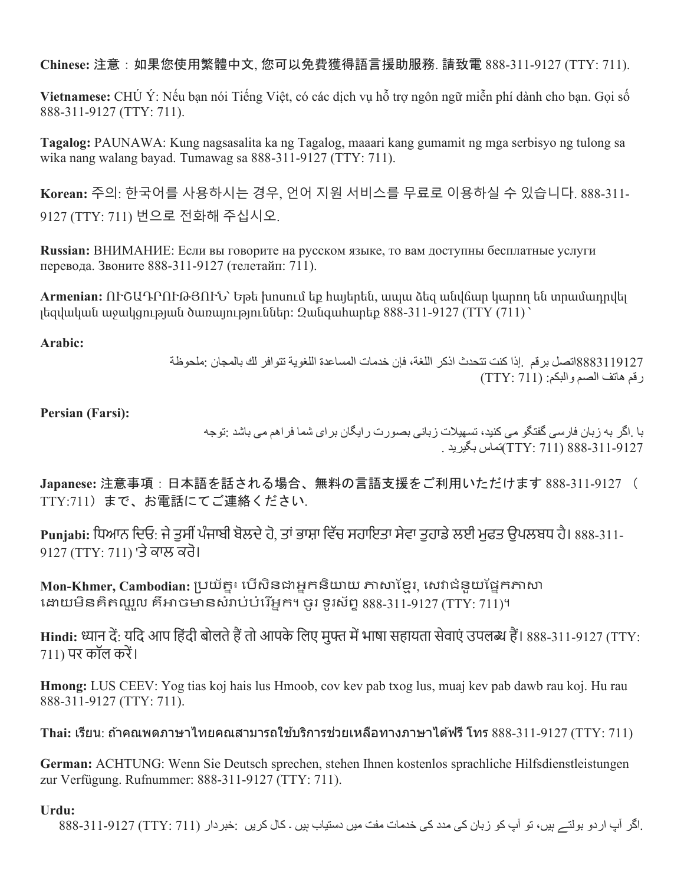**Chinese:** 注意：如果您使用繁體中文, 您可以免費獲得語言援助服務. 請致電 888-311-9127 (TTY: 711).

**Vietnamese:** CHÚ Ý: Nếu bạn nói Tiếng Việt, có các dịch vụ hỗ trợ ngôn ngữ miễn phí dành cho bạn. Gọi số 888-311-9127 (TTY: 711).

**Tagalog:** PAUNAWA: Kung nagsasalita ka ng Tagalog, maaari kang gumamit ng mga serbisyo ng tulong sa wika nang walang bayad. Tumawag sa 888-311-9127 (TTY: 711).

**Korean:** 주의: 한국어를 사용하시는 경우, 언어 지원 서비스를 무료로 이용하실 수 있습니다. 888-311-9127 (TTY: 711) 번으로 전화해 주십시오.

**Russian:** ВНИМАНИЕ: Если вы говорите на русском языке, то вам доступны бесплатные услуги перевода. Звоните 888-311-9127 (телетайп: 711).

**Armenian:** ՈՒՇԱԴՐՈՒԹՅՈՒՆ՝ Եթե խոսում եք հայերեն, ապա ձեզ անվճար կարող են տրամադրվել լեզվական աջակցության ծառայություններ: Զանգահարեք 888-311-9127 (TTY (711)՝

**Arabic:**

ملحوظة: إذا كنت تتحدث اذكر اللغة، فإن خدمات المساعدة اللغوية تتوافر لك بالمجان. اتصل برقم 8883119127
رقم هاتف الصم والبكم: (TTY: 711)

**Persian (Farsi):**

توجه: اگر به زبان فارسی گفتگو می کنید، تسهیلات زبانی بصورت رایگان برای شما فراهم می باشد. با 888-311-9127 (TTY: 711) تماس بگیرید.

**Japanese:** 注意事項：日本語を話される場合、無料の言語支援をご利用いただけます 888-311-9127 （TTY:711）まで、お電話にてご連絡ください.

**Punjabi:** ਧਿਆਨ ਦਿਓ: ਜੇ ਤੁਸੀਂ ਪੰਜਾਬੀ ਬੋਲਦੇ ਹੋ, ਤਾਂ ਭਾਸ਼ਾ ਵਿੱਚ ਸਹਾਇਤਾ ਸੇਵਾ ਤੁਹਾਡੇ ਲਈ ਮੁਫਤ ਉਪਲਬਧ ਹੈ। 888-311-9127 (TTY: 711) 'ਤੇ ਕਾਲ ਕਰੋ।

**Mon-Khmer, Cambodian:** ប្រយ័ត្ន៖ បើសិនជាអ្នកនិយាយ ភាសាខ្មែរ, សេវាជំនួយផ្នែកភាសា ដោយមិនគិតឈ្នួល គឺអាចមានសំរាប់បំរើអ្នក។ ចូរ ទូរស័ព្ទ 888-311-9127 (TTY: 711)។

**Hindi:** ध्यान दें: यदि आप हिंदी बोलते हैं तो आपके लिए मुफ्त में भाषा सहायता सेवाएं उपलब्ध हैं। 888-311-9127 (TTY: 711) पर कॉल करें।

**Hmong:** LUS CEEV: Yog tias koj hais lus Hmoob, cov kev pab txog lus, muaj kev pab dawb rau koj. Hu rau 888-311-9127 (TTY: 711).

**Thai:** เรียน: ถ้าคุณพูดภาษาไทยคุณสามารถใช้บริการช่วยเหลือทางภาษาได้ฟรี โทร 888-311-9127 (TTY: 711)

**German:** ACHTUNG: Wenn Sie Deutsch sprechen, stehen Ihnen kostenlos sprachliche Hilfsdienstleistungen zur Verfügung. Rufnummer: 888-311-9127 (TTY: 711).

**Urdu:**

خبردار: اگر آپ اردو بولتے ہیں، تو آپ کو زبان کی مدد کی خدمات مفت میں دستیاب ہیں ۔ کال کریں 888-311-9127 (TTY: 711).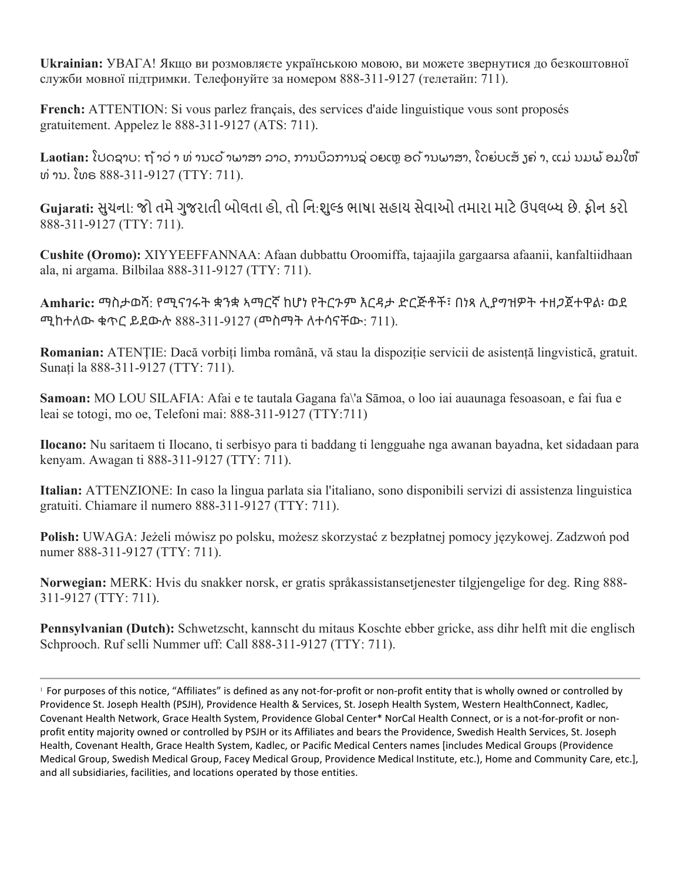**Ukrainian:** УВАГА! Якщо ви розмовляєте українською мовою, ви можете звернутися до безкоштовної служби мовної підтримки. Телефонуйте за номером 888-311-9127 (телетайп: 711).

**French:** ATTENTION: Si vous parlez français, des services d'aide linguistique vous sont proposés gratuitement. Appelez le 888-311-9127 (ATS: 711).

**Laotian:** ໂປດຊາບ: ຖ້າວ່າ ທ່ານເວົ້າພາສາ ລາວ, ການບໍລິການຊ່ວຍເຫຼືອດ້ານພາສາ, ໂດຍບໍ່ເສັຽຄ່າ, ແມ່ນມີພ້ອມໃຫ້ທ່ານ. ໂທຣ 888-311-9127 (TTY: 711).

**Gujarati:** સુચના: જો તમે ગુજરાતી બોલતા હો, તો નિ:શુલ્ક ભાષા સહાય સેવાઓ તમારા માટે ઉપલબ્ધ છે. ફોન કરો 888-311-9127 (TTY: 711).

**Cushite (Oromo):** XIYYEEFFANNAA: Afaan dubbattu Oroomiffa, tajaajila gargaarsa afaanii, kanfaltiidhaan ala, ni argama. Bilbilaa 888-311-9127 (TTY: 711).

**Amharic:** ማስታወሻ: የሚናገሩት ቋንቋ ኣማርኛ ከሆነ የትርጉም እርዳታ ድርጅቶች፣ በነጻ ሊያግዝዎት ተዘጋጀተዋል፡ ወደ ሚከተለው ቁጥር ይደውሉ 888-311-9127 (መስማት ለተሳናቸው: 711).

**Romanian:** ATENȚIE: Dacă vorbiți limba română, vă stau la dispoziție servicii de asistență lingvistică, gratuit. Sunați la 888-311-9127 (TTY: 711).

**Samoan:** MO LOU SILAFIA: Afai e te tautala Gagana fa\'a Sāmoa, o loo iai auaunaga fesoasoan, e fai fua e leai se totogi, mo oe, Telefoni mai: 888-311-9127 (TTY:711)

**Ilocano:** Nu saritaem ti Ilocano, ti serbisyo para ti baddang ti lengguahe nga awanan bayadna, ket sidadaan para kenyam. Awagan ti 888-311-9127 (TTY: 711).

**Italian:** ATTENZIONE: In caso la lingua parlata sia l'italiano, sono disponibili servizi di assistenza linguistica gratuiti. Chiamare il numero 888-311-9127 (TTY: 711).

**Polish:** UWAGA: Jeżeli mówisz po polsku, możesz skorzystać z bezpłatnej pomocy językowej. Zadzwoń pod numer 888-311-9127 (TTY: 711).

**Norwegian:** MERK: Hvis du snakker norsk, er gratis språkassistansetjenester tilgjengelige for deg. Ring 888-311-9127 (TTY: 711).

**Pennsylvanian (Dutch):** Schwetzscht, kannscht du mitaus Koschte ebber gricke, ass dihr helft mit die englisch Schprooch. Ruf selli Nummer uff: Call 888-311-9127 (TTY: 711).

---

[1] For purposes of this notice, "Affiliates" is defined as any not-for-profit or non-profit entity that is wholly owned or controlled by Providence St. Joseph Health (PSJH), Providence Health & Services, St. Joseph Health System, Western HealthConnect, Kadlec, Covenant Health Network, Grace Health System, Providence Global Center* NorCal Health Connect, or is a not-for-profit or non-profit entity majority owned or controlled by PSJH or its Affiliates and bears the Providence, Swedish Health Services, St. Joseph Health, Covenant Health, Grace Health System, Kadlec, or Pacific Medical Centers names [includes Medical Groups (Providence Medical Group, Swedish Medical Group, Facey Medical Group, Providence Medical Institute, etc.), Home and Community Care, etc.], and all subsidiaries, facilities, and locations operated by those entities.